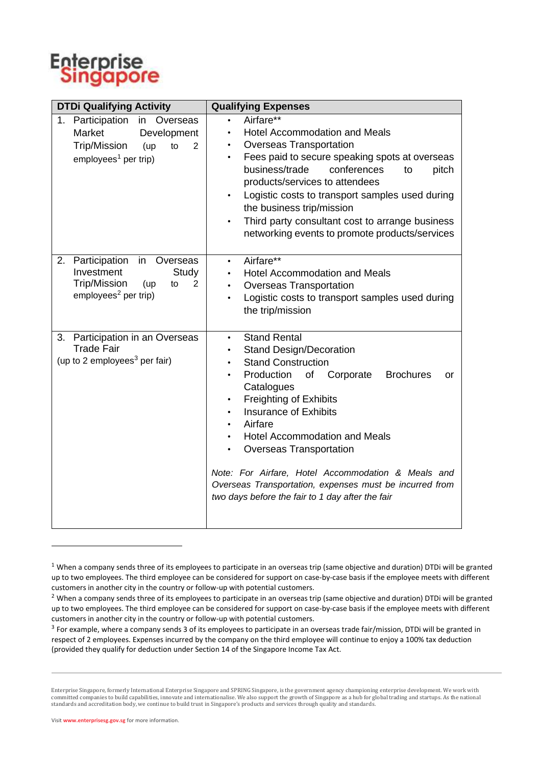# Enterprise Singapore

| DTDi Qualifying Activity | Qualifying Expenses |
|---|---|
| 1. Participation in Overseas Market Development Trip/Mission (up to 2 employees[1] per trip) | • Airfare** <br> • Hotel Accommodation and Meals <br> • Overseas Transportation <br> • Fees paid to secure speaking spots at overseas business/trade conferences to pitch products/services to attendees <br> • Logistic costs to transport samples used during the business trip/mission <br> • Third party consultant cost to arrange business networking events to promote products/services |
| 2. Participation in Overseas Investment Study Trip/Mission (up to 2 employees[2] per trip) | • Airfare** <br> • Hotel Accommodation and Meals <br> • Overseas Transportation <br> • Logistic costs to transport samples used during the trip/mission |
| 3. Participation in an Overseas Trade Fair (up to 2 employees[3] per fair) | • Stand Rental <br> • Stand Design/Decoration <br> • Stand Construction <br> • Production of Corporate Brochures or Catalogues <br> • Freighting of Exhibits <br> • Insurance of Exhibits <br> • Airfare <br> • Hotel Accommodation and Meals <br> • Overseas Transportation <br><br> *Note: For Airfare, Hotel Accommodation & Meals and Overseas Transportation, expenses must be incurred from two days before the fair to 1 day after the fair* |

---

[1] When a company sends three of its employees to participate in an overseas trip (same objective and duration) DTDi will be granted up to two employees. The third employee can be considered for support on case-by-case basis if the employee meets with different customers in another city in the country or follow-up with potential customers.

[2] When a company sends three of its employees to participate in an overseas trip (same objective and duration) DTDi will be granted up to two employees. The third employee can be considered for support on case-by-case basis if the employee meets with different customers in another city in the country or follow-up with potential customers.

[3] For example, where a company sends 3 of its employees to participate in an overseas trade fair/mission, DTDi will be granted in respect of 2 employees. Expenses incurred by the company on the third employee will continue to enjoy a 100% tax deduction (provided they qualify for deduction under Section 14 of the Singapore Income Tax Act.

Enterprise Singapore, formerly International Enterprise Singapore and SPRING Singapore, is the government agency championing enterprise development. We work with committed companies to build capabilities, innovate and internationalise. We also support the growth of Singapore as a hub for global trading and startups. As the national standards and accreditation body, we continue to build trust in Singapore's products and services through quality and standards.

Visit www.enterprisesg.gov.sg for more information.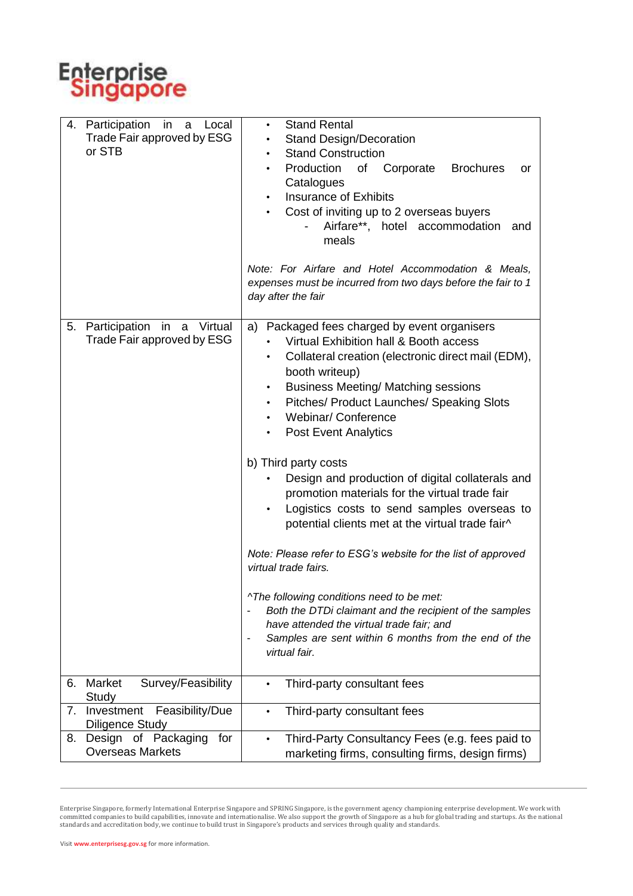| | |
|---|---|
| 4. Participation in a Local Trade Fair approved by ESG or STB | • Stand Rental<br>• Stand Design/Decoration<br>• Stand Construction<br>• Production of Corporate Brochures or Catalogues<br>• Insurance of Exhibits<br>• Cost of inviting up to 2 overseas buyers<br>&nbsp;&nbsp;&nbsp;&nbsp;- Airfare**, hotel accommodation and meals<br><br>*Note: For Airfare and Hotel Accommodation & Meals, expenses must be incurred from two days before the fair to 1 day after the fair* |
| 5. Participation in a Virtual Trade Fair approved by ESG | a) Packaged fees charged by event organisers<br>• Virtual Exhibition hall & Booth access<br>• Collateral creation (electronic direct mail (EDM), booth writeup)<br>• Business Meeting/ Matching sessions<br>• Pitches/ Product Launches/ Speaking Slots<br>• Webinar/ Conference<br>• Post Event Analytics<br><br>b) Third party costs<br>• Design and production of digital collaterals and promotion materials for the virtual trade fair<br>• Logistics costs to send samples overseas to potential clients met at the virtual trade fair^<br><br>*Note: Please refer to ESG's website for the list of approved virtual trade fairs.*<br><br>*^The following conditions need to be met:*<br>- *Both the DTDi claimant and the recipient of the samples have attended the virtual trade fair; and*<br>- *Samples are sent within 6 months from the end of the virtual fair.* |
| 6. Market Survey/Feasibility Study | • Third-party consultant fees |
| 7. Investment Feasibility/Due Diligence Study | • Third-party consultant fees |
| 8. Design of Packaging for Overseas Markets | • Third-Party Consultancy Fees (e.g. fees paid to marketing firms, consulting firms, design firms) |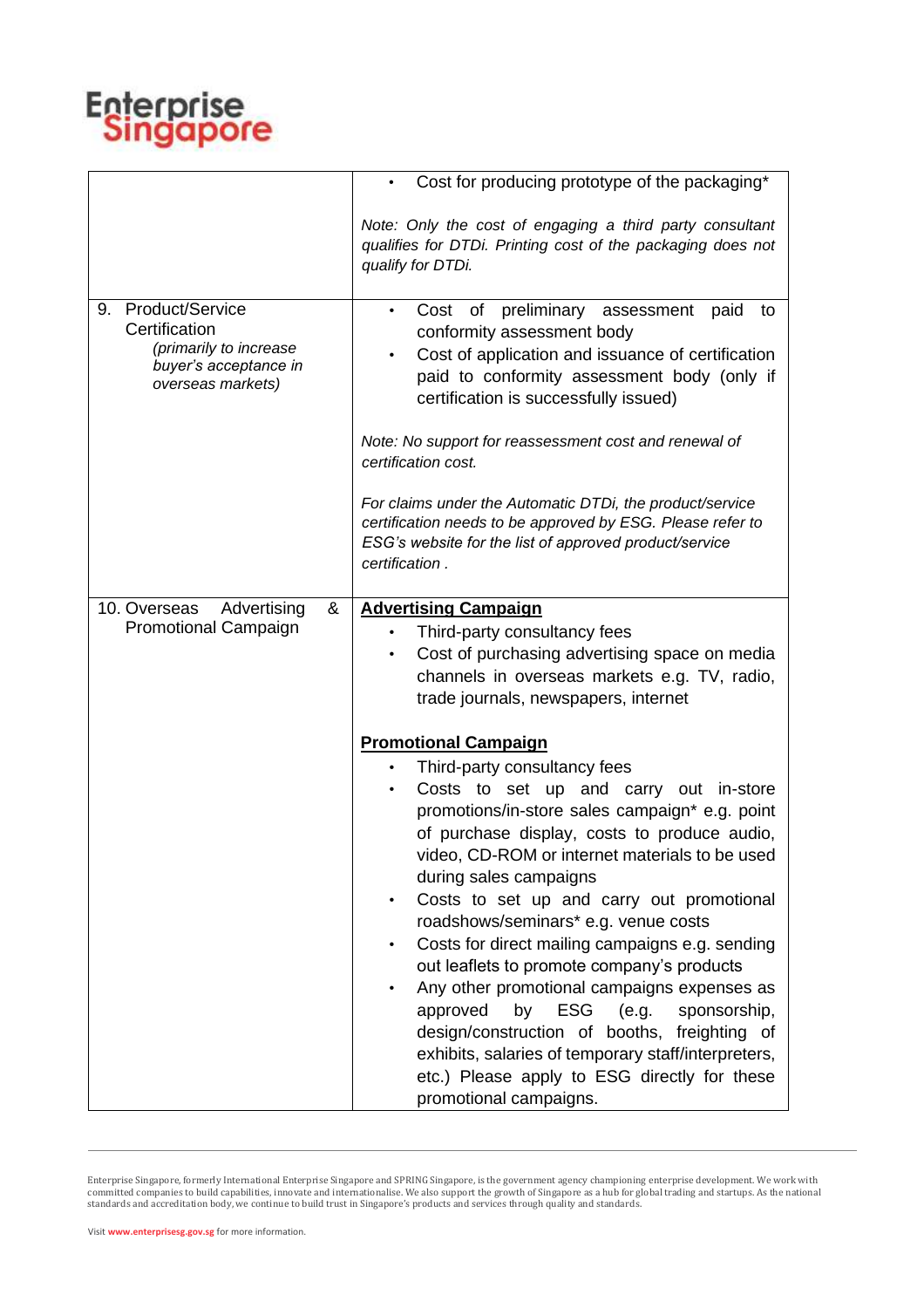| | |
|---|---|
| | • Cost for producing prototype of the packaging*<br><br>*Note: Only the cost of engaging a third party consultant qualifies for DTDi. Printing cost of the packaging does not qualify for DTDi.* |
| 9. Product/Service Certification<br>*(primarily to increase buyer's acceptance in overseas markets)* | • Cost of preliminary assessment paid to conformity assessment body<br>• Cost of application and issuance of certification paid to conformity assessment body (only if certification is successfully issued)<br><br>*Note: No support for reassessment cost and renewal of certification cost.*<br><br>*For claims under the Automatic DTDi, the product/service certification needs to be approved by ESG. Please refer to ESG's website for the list of approved product/service certification .* |
| 10. Overseas Advertising & Promotional Campaign | **<u>Advertising Campaign</u>**<br>• Third-party consultancy fees<br>• Cost of purchasing advertising space on media channels in overseas markets e.g. TV, radio, trade journals, newspapers, internet<br><br>**<u>Promotional Campaign</u>**<br>• Third-party consultancy fees<br>• Costs to set up and carry out in-store promotions/in-store sales campaign* e.g. point of purchase display, costs to produce audio, video, CD-ROM or internet materials to be used during sales campaigns<br>• Costs to set up and carry out promotional roadshows/seminars* e.g. venue costs<br>• Costs for direct mailing campaigns e.g. sending out leaflets to promote company's products<br>• Any other promotional campaigns expenses as approved by ESG (e.g. sponsorship, design/construction of booths, freighting of exhibits, salaries of temporary staff/interpreters, etc.) Please apply to ESG directly for these promotional campaigns. |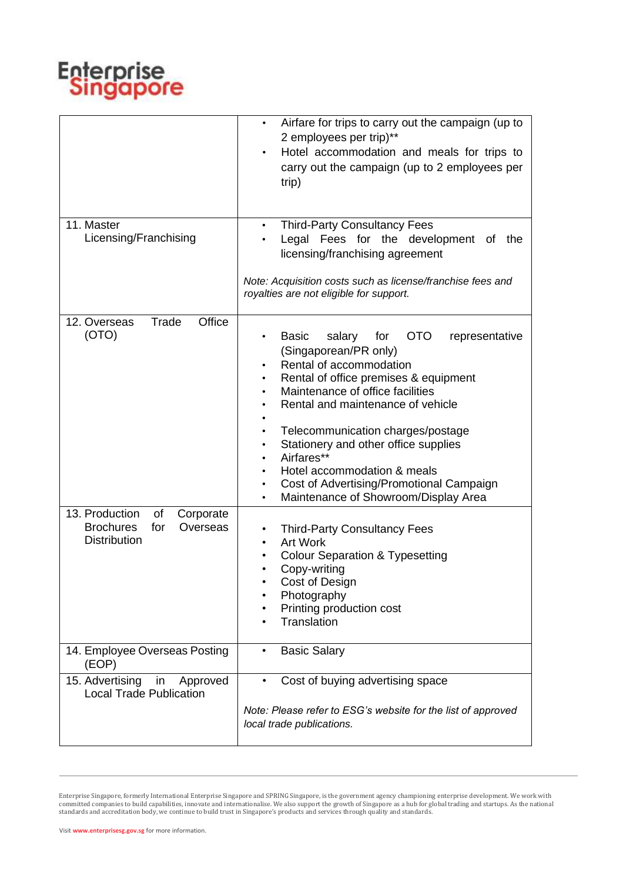| | |
|---|---|
| | • Airfare for trips to carry out the campaign (up to 2 employees per trip)** <br> • Hotel accommodation and meals for trips to carry out the campaign (up to 2 employees per trip) |
| 11. Master Licensing/Franchising | • Third-Party Consultancy Fees <br> • Legal Fees for the development of the licensing/franchising agreement <br><br> *Note: Acquisition costs such as license/franchise fees and royalties are not eligible for support.* |
| 12. Overseas Trade Office (OTO) | • Basic salary for OTO representative (Singaporean/PR only) <br> • Rental of accommodation <br> • Rental of office premises & equipment <br> • Maintenance of office facilities <br> • Rental and maintenance of vehicle <br> • <br> • Telecommunication charges/postage <br> • Stationery and other office supplies <br> • Airfares** <br> • Hotel accommodation & meals <br> • Cost of Advertising/Promotional Campaign <br> • Maintenance of Showroom/Display Area |
| 13. Production of Corporate Brochures for Overseas Distribution | • Third-Party Consultancy Fees <br> • Art Work <br> • Colour Separation & Typesetting <br> • Copy-writing <br> • Cost of Design <br> • Photography <br> • Printing production cost <br> • Translation |
| 14. Employee Overseas Posting (EOP) | • Basic Salary |
| 15. Advertising in Approved Local Trade Publication | • Cost of buying advertising space <br><br> *Note: Please refer to ESG's website for the list of approved local trade publications.* |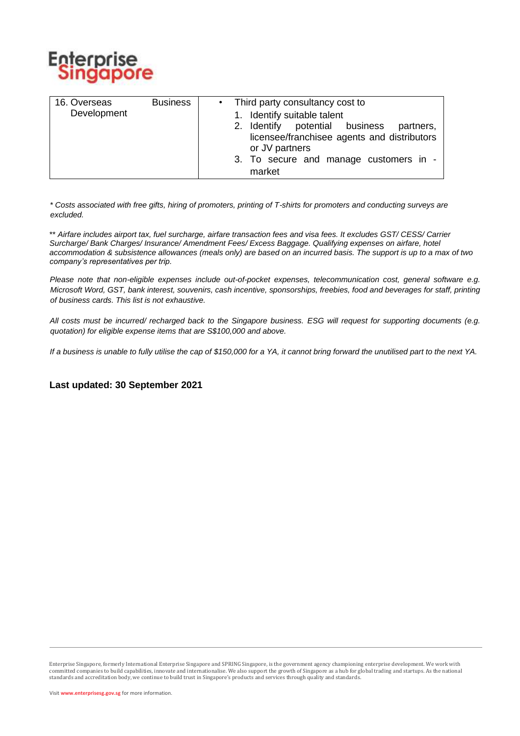| | |
|---|---|
| 16. Overseas Business Development | • Third party consultancy cost to<br>1. Identify suitable talent<br>2. Identify potential business partners, licensee/franchisee agents and distributors or JV partners<br>3. To secure and manage customers in - market |

*\* Costs associated with free gifts, hiring of promoters, printing of T-shirts for promoters and conducting surveys are excluded.*

*\*\* Airfare includes airport tax, fuel surcharge, airfare transaction fees and visa fees. It excludes GST/ CESS/ Carrier Surcharge/ Bank Charges/ Insurance/ Amendment Fees/ Excess Baggage. Qualifying expenses on airfare, hotel accommodation & subsistence allowances (meals only) are based on an incurred basis. The support is up to a max of two company's representatives per trip.*

*Please note that non-eligible expenses include out-of-pocket expenses, telecommunication cost, general software e.g. Microsoft Word, GST, bank interest, souvenirs, cash incentive, sponsorships, freebies, food and beverages for staff, printing of business cards. This list is not exhaustive.*

*All costs must be incurred/ recharged back to the Singapore business. ESG will request for supporting documents (e.g. quotation) for eligible expense items that are S$100,000 and above.*

*If a business is unable to fully utilise the cap of $150,000 for a YA, it cannot bring forward the unutilised part to the next YA.*

**Last updated: 30 September 2021**

Enterprise Singapore, formerly International Enterprise Singapore and SPRING Singapore, is the government agency championing enterprise development. We work with committed companies to build capabilities, innovate and internationalise. We also support the growth of Singapore as a hub for global trading and startups. As the national standards and accreditation body, we continue to build trust in Singapore's products and services through quality and standards.

Visit **www.enterprisesg.gov.sg** for more information.